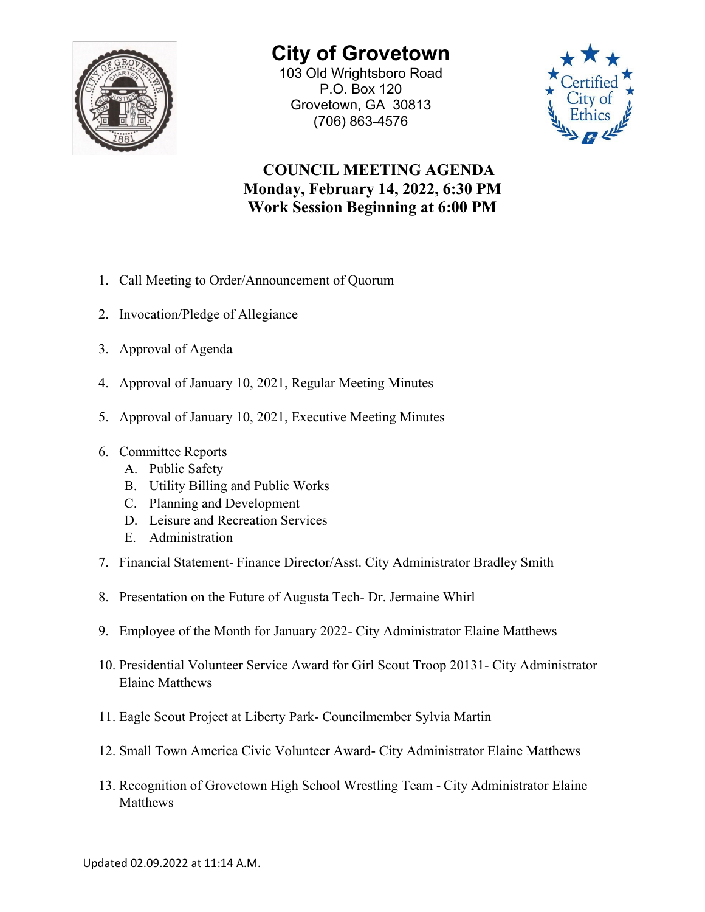# City of Grovetown

103 Old Wrightsboro Road
P.O. Box 120
Grovetown, GA 30813
(706) 863-4576

## COUNCIL MEETING AGENDA
**Monday, February 14, 2022, 6:30 PM**
**Work Session Beginning at 6:00 PM**

1. Call Meeting to Order/Announcement of Quorum
2. Invocation/Pledge of Allegiance
3. Approval of Agenda
4. Approval of January 10, 2021, Regular Meeting Minutes
5. Approval of January 10, 2021, Executive Meeting Minutes
6. Committee Reports
   - A. Public Safety
   - B. Utility Billing and Public Works
   - C. Planning and Development
   - D. Leisure and Recreation Services
   - E. Administration
7. Financial Statement- Finance Director/Asst. City Administrator Bradley Smith
8. Presentation on the Future of Augusta Tech- Dr. Jermaine Whirl
9. Employee of the Month for January 2022- City Administrator Elaine Matthews
10. Presidential Volunteer Service Award for Girl Scout Troop 20131- City Administrator Elaine Matthews
11. Eagle Scout Project at Liberty Park- Councilmember Sylvia Martin
12. Small Town America Civic Volunteer Award- City Administrator Elaine Matthews
13. Recognition of Grovetown High School Wrestling Team - City Administrator Elaine Matthews

Updated 02.09.2022 at 11:14 A.M.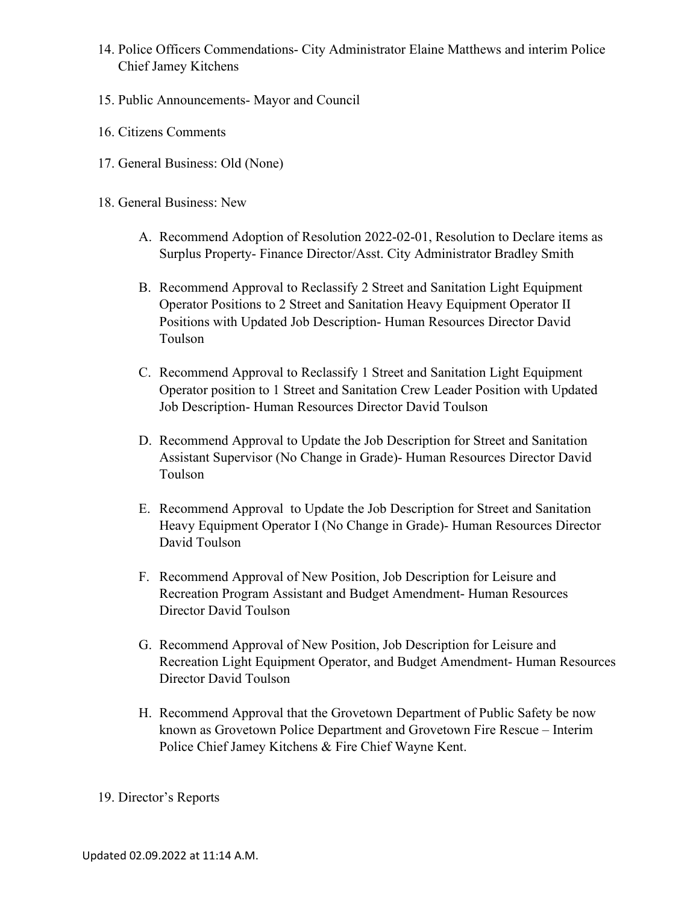14. Police Officers Commendations- City Administrator Elaine Matthews and interim Police Chief Jamey Kitchens

15. Public Announcements- Mayor and Council

16. Citizens Comments

17. General Business: Old (None)

18. General Business: New

    A. Recommend Adoption of Resolution 2022-02-01, Resolution to Declare items as Surplus Property- Finance Director/Asst. City Administrator Bradley Smith

    B. Recommend Approval to Reclassify 2 Street and Sanitation Light Equipment Operator Positions to 2 Street and Sanitation Heavy Equipment Operator II Positions with Updated Job Description- Human Resources Director David Toulson

    C. Recommend Approval to Reclassify 1 Street and Sanitation Light Equipment Operator position to 1 Street and Sanitation Crew Leader Position with Updated Job Description- Human Resources Director David Toulson

    D. Recommend Approval to Update the Job Description for Street and Sanitation Assistant Supervisor (No Change in Grade)- Human Resources Director David Toulson

    E. Recommend Approval to Update the Job Description for Street and Sanitation Heavy Equipment Operator I (No Change in Grade)- Human Resources Director David Toulson

    F. Recommend Approval of New Position, Job Description for Leisure and Recreation Program Assistant and Budget Amendment- Human Resources Director David Toulson

    G. Recommend Approval of New Position, Job Description for Leisure and Recreation Light Equipment Operator, and Budget Amendment- Human Resources Director David Toulson

    H. Recommend Approval that the Grovetown Department of Public Safety be now known as Grovetown Police Department and Grovetown Fire Rescue – Interim Police Chief Jamey Kitchens & Fire Chief Wayne Kent.

19. Director's Reports

Updated 02.09.2022 at 11:14 A.M.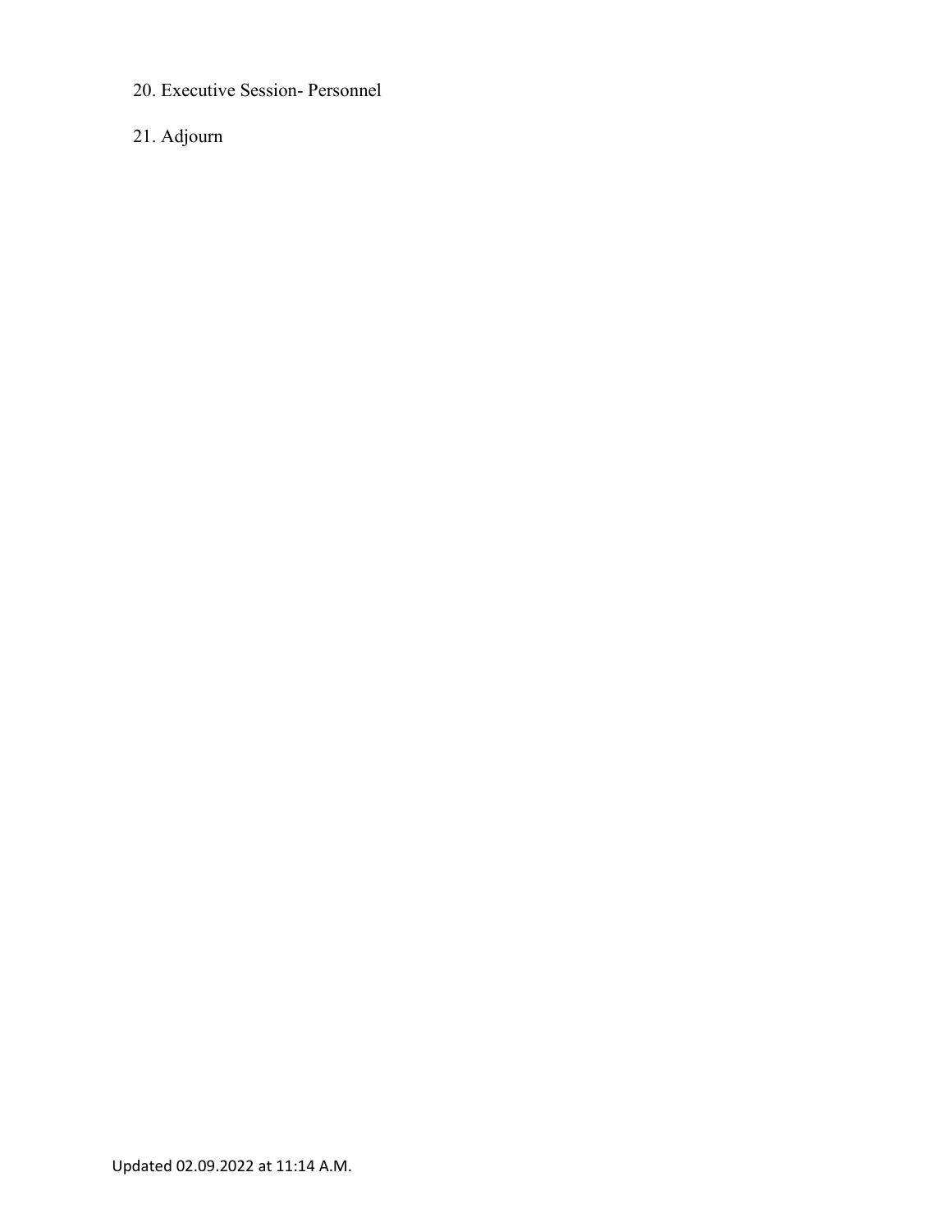20. Executive Session- Personnel

21. Adjourn

Updated 02.09.2022 at 11:14 A.M.